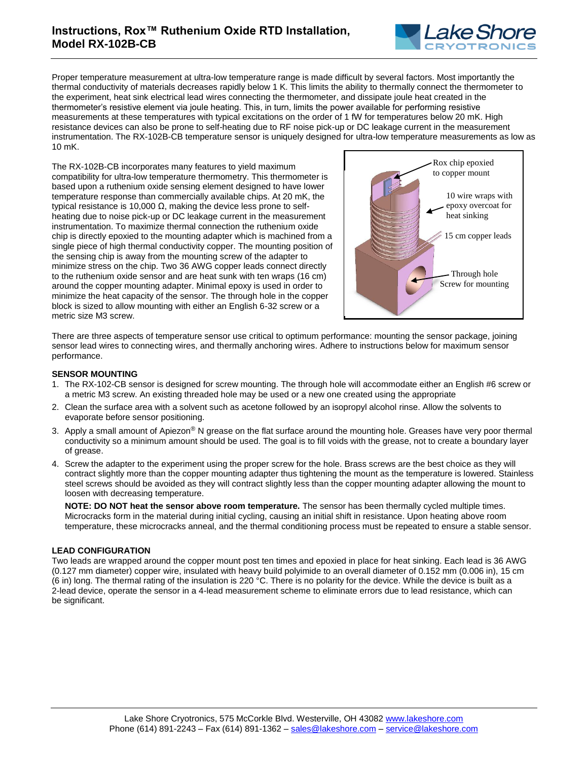# Instructions, Rox™ Ruthenium Oxide RTD Installation, Model RX-102B-CB

Proper temperature measurement at ultra-low temperature range is made difficult by several factors. Most importantly the thermal conductivity of materials decreases rapidly below 1 K. This limits the ability to thermally connect the thermometer to the experiment, heat sink electrical lead wires connecting the thermometer, and dissipate joule heat created in the thermometer's resistive element via joule heating. This, in turn, limits the power available for performing resistive measurements at these temperatures with typical excitations on the order of 1 fW for temperatures below 20 mK. High resistance devices can also be prone to self-heating due to RF noise pick-up or DC leakage current in the measurement instrumentation. The RX-102B-CB temperature sensor is uniquely designed for ultra-low temperature measurements as low as 10 mK.

The RX-102B-CB incorporates many features to yield maximum compatibility for ultra-low temperature thermometry. This thermometer is based upon a ruthenium oxide sensing element designed to have lower temperature response than commercially available chips. At 20 mK, the typical resistance is 10,000 Ω, making the device less prone to self-heating due to noise pick-up or DC leakage current in the measurement instrumentation. To maximize thermal connection the ruthenium oxide chip is directly epoxied to the mounting adapter which is machined from a single piece of high thermal conductivity copper. The mounting position of the sensing chip is away from the mounting screw of the adapter to minimize stress on the chip. Two 36 AWG copper leads connect directly to the ruthenium oxide sensor and are heat sunk with ten wraps (16 cm) around the copper mounting adapter. Minimal epoxy is used in order to minimize the heat capacity of the sensor. The through hole in the copper block is sized to allow mounting with either an English 6-32 screw or a metric size M3 screw.

Rox chip epoxied to copper mount

10 wire wraps with epoxy overcoat for heat sinking

15 cm copper leads

Through hole Screw for mounting

There are three aspects of temperature sensor use critical to optimum performance: mounting the sensor package, joining sensor lead wires to connecting wires, and thermally anchoring wires. Adhere to instructions below for maximum sensor performance.

## SENSOR MOUNTING

1. The RX-102-CB sensor is designed for screw mounting. The through hole will accommodate either an English #6 screw or a metric M3 screw. An existing threaded hole may be used or a new one created using the appropriate
2. Clean the surface area with a solvent such as acetone followed by an isopropyl alcohol rinse. Allow the solvents to evaporate before sensor positioning.
3. Apply a small amount of Apiezon® N grease on the flat surface around the mounting hole. Greases have very poor thermal conductivity so a minimum amount should be used. The goal is to fill voids with the grease, not to create a boundary layer of grease.
4. Screw the adapter to the experiment using the proper screw for the hole. Brass screws are the best choice as they will contract slightly more than the copper mounting adapter thus tightening the mount as the temperature is lowered. Stainless steel screws should be avoided as they will contract slightly less than the copper mounting adapter allowing the mount to loosen with decreasing temperature.

   **NOTE: DO NOT heat the sensor above room temperature.** The sensor has been thermally cycled multiple times. Microcracks form in the material during initial cycling, causing an initial shift in resistance. Upon heating above room temperature, these microcracks anneal, and the thermal conditioning process must be repeated to ensure a stable sensor.

## LEAD CONFIGURATION

Two leads are wrapped around the copper mount post ten times and epoxied in place for heat sinking. Each lead is 36 AWG (0.127 mm diameter) copper wire, insulated with heavy build polyimide to an overall diameter of 0.152 mm (0.006 in), 15 cm (6 in) long. The thermal rating of the insulation is 220 °C. There is no polarity for the device. While the device is built as a 2-lead device, operate the sensor in a 4-lead measurement scheme to eliminate errors due to lead resistance, which can be significant.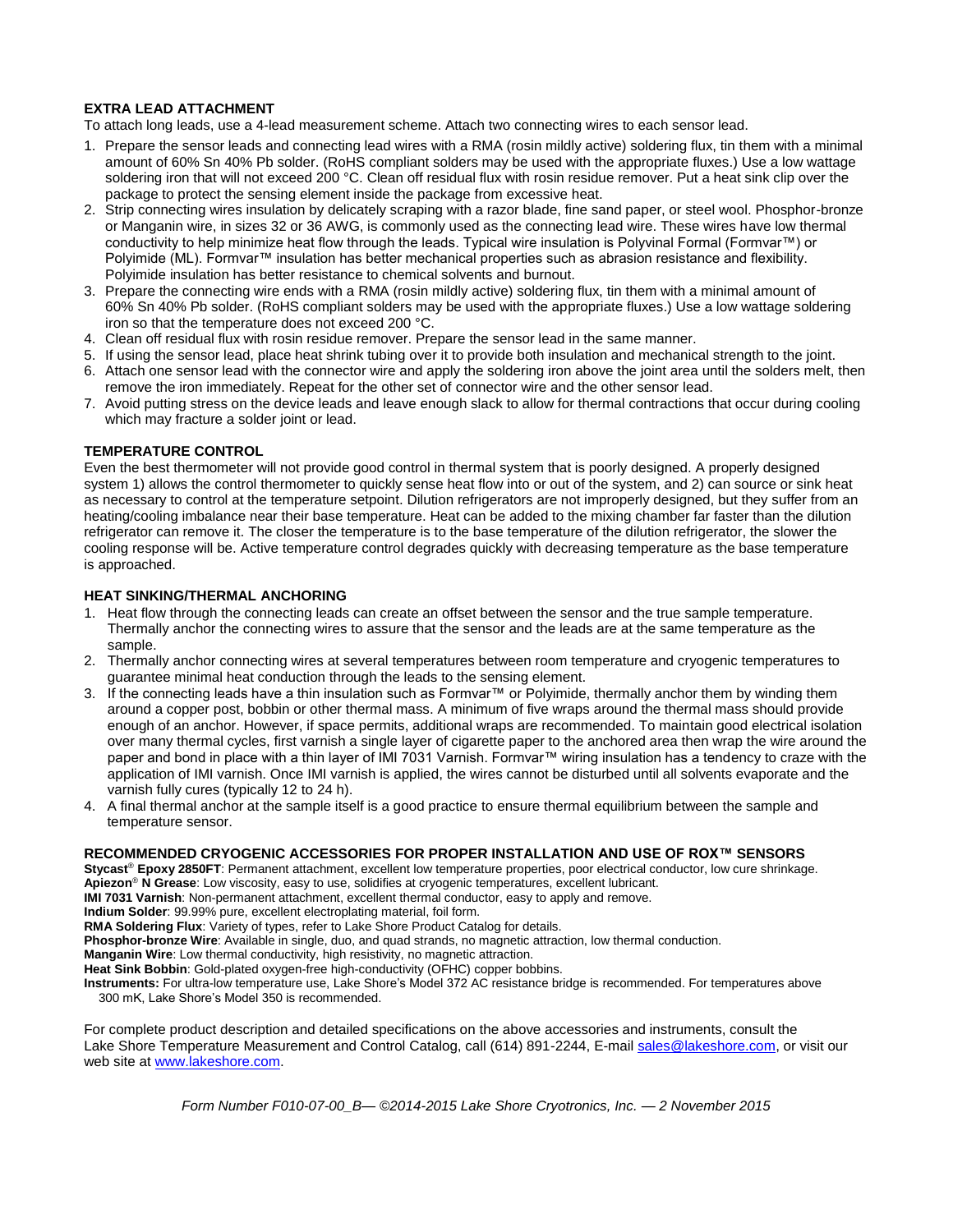## EXTRA LEAD ATTACHMENT

To attach long leads, use a 4-lead measurement scheme. Attach two connecting wires to each sensor lead.

1. Prepare the sensor leads and connecting lead wires with a RMA (rosin mildly active) soldering flux, tin them with a minimal amount of 60% Sn 40% Pb solder. (RoHS compliant solders may be used with the appropriate fluxes.) Use a low wattage soldering iron that will not exceed 200 °C. Clean off residual flux with rosin residue remover. Put a heat sink clip over the package to protect the sensing element inside the package from excessive heat.
2. Strip connecting wires insulation by delicately scraping with a razor blade, fine sand paper, or steel wool. Phosphor-bronze or Manganin wire, in sizes 32 or 36 AWG, is commonly used as the connecting lead wire. These wires have low thermal conductivity to help minimize heat flow through the leads. Typical wire insulation is Polyvinal Formal (Formvar™) or Polyimide (ML). Formvar™ insulation has better mechanical properties such as abrasion resistance and flexibility. Polyimide insulation has better resistance to chemical solvents and burnout.
3. Prepare the connecting wire ends with a RMA (rosin mildly active) soldering flux, tin them with a minimal amount of 60% Sn 40% Pb solder. (RoHS compliant solders may be used with the appropriate fluxes.) Use a low wattage soldering iron so that the temperature does not exceed 200 °C.
4. Clean off residual flux with rosin residue remover. Prepare the sensor lead in the same manner.
5. If using the sensor lead, place heat shrink tubing over it to provide both insulation and mechanical strength to the joint.
6. Attach one sensor lead with the connector wire and apply the soldering iron above the joint area until the solders melt, then remove the iron immediately. Repeat for the other set of connector wire and the other sensor lead.
7. Avoid putting stress on the device leads and leave enough slack to allow for thermal contractions that occur during cooling which may fracture a solder joint or lead.

## TEMPERATURE CONTROL

Even the best thermometer will not provide good control in thermal system that is poorly designed. A properly designed system 1) allows the control thermometer to quickly sense heat flow into or out of the system, and 2) can source or sink heat as necessary to control at the temperature setpoint. Dilution refrigerators are not improperly designed, but they suffer from an heating/cooling imbalance near their base temperature. Heat can be added to the mixing chamber far faster than the dilution refrigerator can remove it. The closer the temperature is to the base temperature of the dilution refrigerator, the slower the cooling response will be. Active temperature control degrades quickly with decreasing temperature as the base temperature is approached.

## HEAT SINKING/THERMAL ANCHORING

1. Heat flow through the connecting leads can create an offset between the sensor and the true sample temperature. Thermally anchor the connecting wires to assure that the sensor and the leads are at the same temperature as the sample.
2. Thermally anchor connecting wires at several temperatures between room temperature and cryogenic temperatures to guarantee minimal heat conduction through the leads to the sensing element.
3. If the connecting leads have a thin insulation such as Formvar™ or Polyimide, thermally anchor them by winding them around a copper post, bobbin or other thermal mass. A minimum of five wraps around the thermal mass should provide enough of an anchor. However, if space permits, additional wraps are recommended. To maintain good electrical isolation over many thermal cycles, first varnish a single layer of cigarette paper to the anchored area then wrap the wire around the paper and bond in place with a thin layer of IMI 7031 Varnish. Formvar™ wiring insulation has a tendency to craze with the application of IMI varnish. Once IMI varnish is applied, the wires cannot be disturbed until all solvents evaporate and the varnish fully cures (typically 12 to 24 h).
4. A final thermal anchor at the sample itself is a good practice to ensure thermal equilibrium between the sample and temperature sensor.

## RECOMMENDED CRYOGENIC ACCESSORIES FOR PROPER INSTALLATION AND USE OF ROX™ SENSORS

**Stycast® Epoxy 2850FT**: Permanent attachment, excellent low temperature properties, poor electrical conductor, low cure shrinkage.
**Apiezon® N Grease**: Low viscosity, easy to use, solidifies at cryogenic temperatures, excellent lubricant.
**IMI 7031 Varnish**: Non-permanent attachment, excellent thermal conductor, easy to apply and remove.
**Indium Solder**: 99.99% pure, excellent electroplating material, foil form.
**RMA Soldering Flux**: Variety of types, refer to Lake Shore Product Catalog for details.
**Phosphor-bronze Wire**: Available in single, duo, and quad strands, no magnetic attraction, low thermal conduction.
**Manganin Wire**: Low thermal conductivity, high resistivity, no magnetic attraction.
**Heat Sink Bobbin**: Gold-plated oxygen-free high-conductivity (OFHC) copper bobbins.
**Instruments:** For ultra-low temperature use, Lake Shore's Model 372 AC resistance bridge is recommended. For temperatures above 300 mK, Lake Shore's Model 350 is recommended.

For complete product description and detailed specifications on the above accessories and instruments, consult the Lake Shore Temperature Measurement and Control Catalog, call (614) 891-2244, E-mail sales@lakeshore.com, or visit our web site at www.lakeshore.com.

*Form Number F010-07-00_B— ©2014-2015 Lake Shore Cryotronics, Inc. — 2 November 2015*